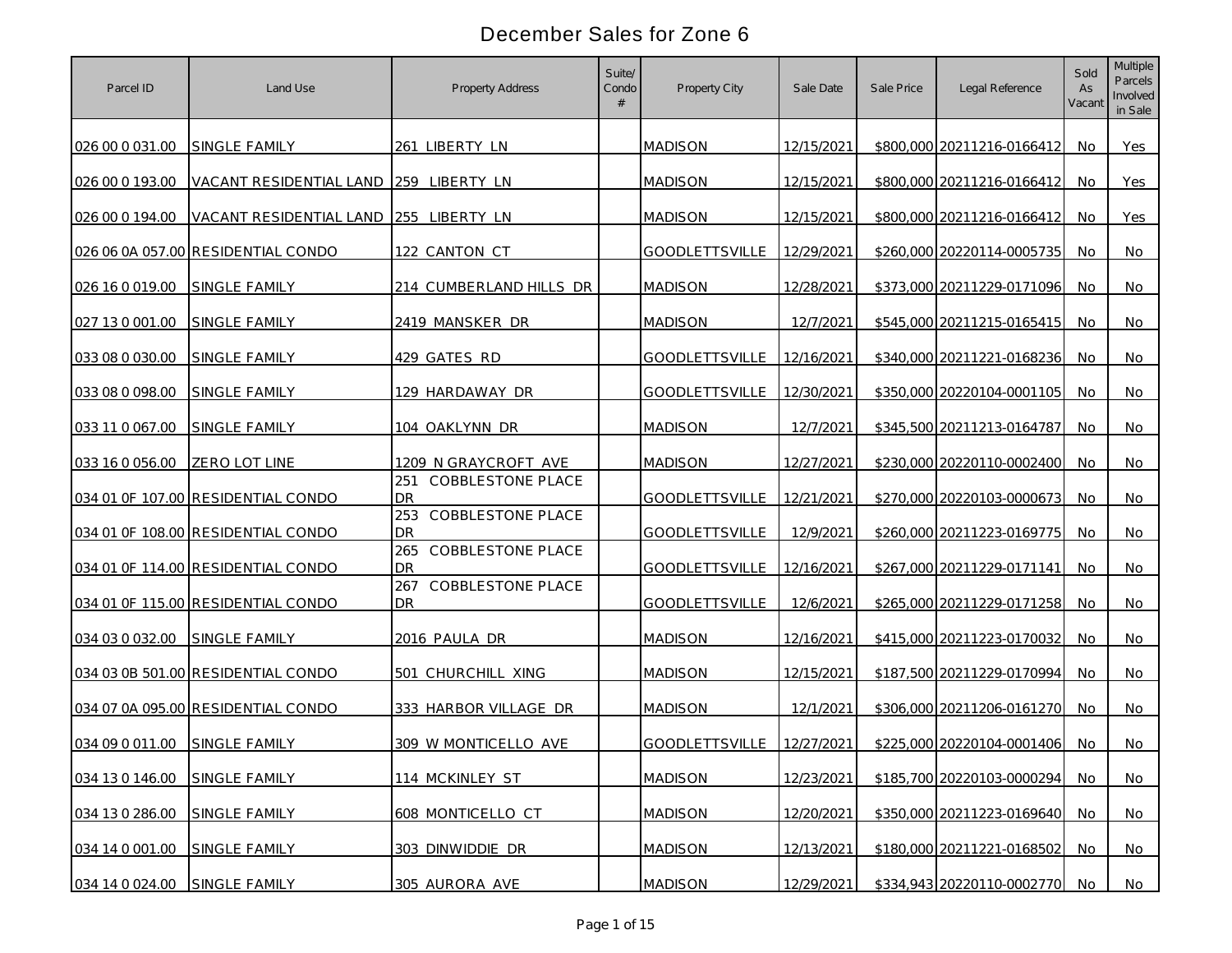# December Sales for Zone 6

| Parcel ID | Land Use | Property Address | Suite/ Condo # | Property City | Sale Date | Sale Price | Legal Reference | Sold As Vacant | Multiple Parcels Involved in Sale |
|---|---|---|---|---|---|---|---|---|---|
| 026 00 0 031.00 | SINGLE FAMILY | 261 LIBERTY LN | | MADISON | 12/15/2021 | $800,000 | 20211216-0166412 | No | Yes |
| 026 00 0 193.00 | VACANT RESIDENTIAL LAND | 259 LIBERTY LN | | MADISON | 12/15/2021 | $800,000 | 20211216-0166412 | No | Yes |
| 026 00 0 194.00 | VACANT RESIDENTIAL LAND | 255 LIBERTY LN | | MADISON | 12/15/2021 | $800,000 | 20211216-0166412 | No | Yes |
| 026 06 0A 057.00 | RESIDENTIAL CONDO | 122 CANTON CT | | GOODLETTSVILLE | 12/29/2021 | $260,000 | 20220114-0005735 | No | No |
| 026 16 0 019.00 | SINGLE FAMILY | 214 CUMBERLAND HILLS DR | | MADISON | 12/28/2021 | $373,000 | 20211229-0171096 | No | No |
| 027 13 0 001.00 | SINGLE FAMILY | 2419 MANSKER DR | | MADISON | 12/7/2021 | $545,000 | 20211215-0165415 | No | No |
| 033 08 0 030.00 | SINGLE FAMILY | 429 GATES RD | | GOODLETTSVILLE | 12/16/2021 | $340,000 | 20211221-0168236 | No | No |
| 033 08 0 098.00 | SINGLE FAMILY | 129 HARDAWAY DR | | GOODLETTSVILLE | 12/30/2021 | $350,000 | 20220104-0001105 | No | No |
| 033 11 0 067.00 | SINGLE FAMILY | 104 OAKLYNN DR | | MADISON | 12/7/2021 | $345,500 | 20211213-0164787 | No | No |
| 033 16 0 056.00 | ZERO LOT LINE | 1209 N GRAYCROFT AVE | | MADISON | 12/27/2021 | $230,000 | 20220110-0002400 | No | No |
| 034 01 0F 107.00 | RESIDENTIAL CONDO | 251 COBBLESTONE PLACE DR | | GOODLETTSVILLE | 12/21/2021 | $270,000 | 20220103-0000673 | No | No |
| 034 01 0F 108.00 | RESIDENTIAL CONDO | 253 COBBLESTONE PLACE DR | | GOODLETTSVILLE | 12/9/2021 | $260,000 | 20211223-0169775 | No | No |
| 034 01 0F 114.00 | RESIDENTIAL CONDO | 265 COBBLESTONE PLACE DR | | GOODLETTSVILLE | 12/16/2021 | $267,000 | 20211229-0171141 | No | No |
| 034 01 0F 115.00 | RESIDENTIAL CONDO | 267 COBBLESTONE PLACE DR | | GOODLETTSVILLE | 12/6/2021 | $265,000 | 20211229-0171258 | No | No |
| 034 03 0 032.00 | SINGLE FAMILY | 2016 PAULA DR | | MADISON | 12/16/2021 | $415,000 | 20211223-0170032 | No | No |
| 034 03 0B 501.00 | RESIDENTIAL CONDO | 501 CHURCHILL XING | | MADISON | 12/15/2021 | $187,500 | 20211229-0170994 | No | No |
| 034 07 0A 095.00 | RESIDENTIAL CONDO | 333 HARBOR VILLAGE DR | | MADISON | 12/1/2021 | $306,000 | 20211206-0161270 | No | No |
| 034 09 0 011.00 | SINGLE FAMILY | 309 W MONTICELLO AVE | | GOODLETTSVILLE | 12/27/2021 | $225,000 | 20220104-0001406 | No | No |
| 034 13 0 146.00 | SINGLE FAMILY | 114 MCKINLEY ST | | MADISON | 12/23/2021 | $185,700 | 20220103-0000294 | No | No |
| 034 13 0 286.00 | SINGLE FAMILY | 608 MONTICELLO CT | | MADISON | 12/20/2021 | $350,000 | 20211223-0169640 | No | No |
| 034 14 0 001.00 | SINGLE FAMILY | 303 DINWIDDIE DR | | MADISON | 12/13/2021 | $180,000 | 20211221-0168502 | No | No |
| 034 14 0 024.00 | SINGLE FAMILY | 305 AURORA AVE | | MADISON | 12/29/2021 | $334,943 | 20220110-0002770 | No | No |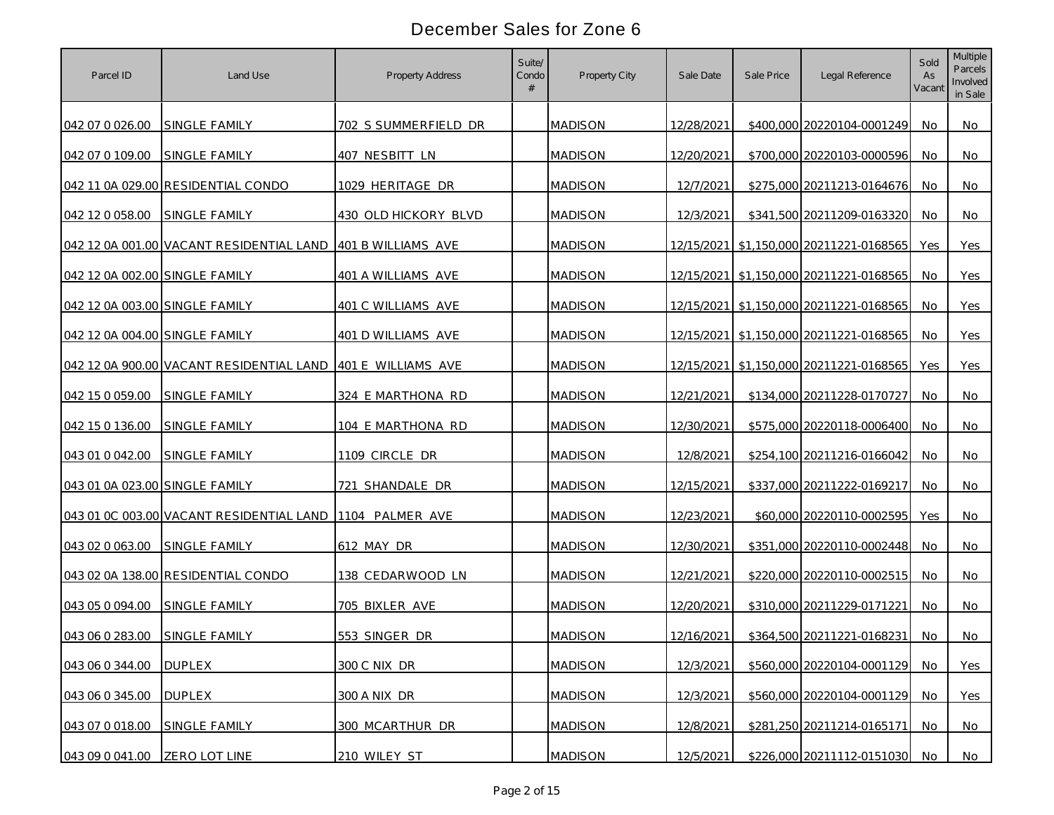# December Sales for Zone 6

| Parcel ID | Land Use | Property Address | Suite/ Condo # | Property City | Sale Date | Sale Price | Legal Reference | Sold As Vacant | Multiple Parcels Involved in Sale |
|---|---|---|---|---|---|---|---|---|---|
| 042 07 0 026.00 | SINGLE FAMILY | 702 S SUMMERFIELD DR | | MADISON | 12/28/2021 | $400,000 | 20220104-0001249 | No | No |
| 042 07 0 109.00 | SINGLE FAMILY | 407 NESBITT LN | | MADISON | 12/20/2021 | $700,000 | 20220103-0000596 | No | No |
| 042 11 0A 029.00 | RESIDENTIAL CONDO | 1029 HERITAGE DR | | MADISON | 12/7/2021 | $275,000 | 20211213-0164676 | No | No |
| 042 12 0 058.00 | SINGLE FAMILY | 430 OLD HICKORY BLVD | | MADISON | 12/3/2021 | $341,500 | 20211209-0163320 | No | No |
| 042 12 0A 001.00 | VACANT RESIDENTIAL LAND | 401 B WILLIAMS AVE | | MADISON | 12/15/2021 | $1,150,000 | 20211221-0168565 | Yes | Yes |
| 042 12 0A 002.00 | SINGLE FAMILY | 401 A WILLIAMS AVE | | MADISON | 12/15/2021 | $1,150,000 | 20211221-0168565 | No | Yes |
| 042 12 0A 003.00 | SINGLE FAMILY | 401 C WILLIAMS AVE | | MADISON | 12/15/2021 | $1,150,000 | 20211221-0168565 | No | Yes |
| 042 12 0A 004.00 | SINGLE FAMILY | 401 D WILLIAMS AVE | | MADISON | 12/15/2021 | $1,150,000 | 20211221-0168565 | No | Yes |
| 042 12 0A 900.00 | VACANT RESIDENTIAL LAND | 401 E WILLIAMS AVE | | MADISON | 12/15/2021 | $1,150,000 | 20211221-0168565 | Yes | Yes |
| 042 15 0 059.00 | SINGLE FAMILY | 324 E MARTHONA RD | | MADISON | 12/21/2021 | $134,000 | 20211228-0170727 | No | No |
| 042 15 0 136.00 | SINGLE FAMILY | 104 E MARTHONA RD | | MADISON | 12/30/2021 | $575,000 | 20220118-0006400 | No | No |
| 043 01 0 042.00 | SINGLE FAMILY | 1109 CIRCLE DR | | MADISON | 12/8/2021 | $254,100 | 20211216-0166042 | No | No |
| 043 01 0A 023.00 | SINGLE FAMILY | 721 SHANDALE DR | | MADISON | 12/15/2021 | $337,000 | 20211222-0169217 | No | No |
| 043 01 0C 003.00 | VACANT RESIDENTIAL LAND | 1104 PALMER AVE | | MADISON | 12/23/2021 | $60,000 | 20220110-0002595 | Yes | No |
| 043 02 0 063.00 | SINGLE FAMILY | 612 MAY DR | | MADISON | 12/30/2021 | $351,000 | 20220110-0002448 | No | No |
| 043 02 0A 138.00 | RESIDENTIAL CONDO | 138 CEDARWOOD LN | | MADISON | 12/21/2021 | $220,000 | 20220110-0002515 | No | No |
| 043 05 0 094.00 | SINGLE FAMILY | 705 BIXLER AVE | | MADISON | 12/20/2021 | $310,000 | 20211229-0171221 | No | No |
| 043 06 0 283.00 | SINGLE FAMILY | 553 SINGER DR | | MADISON | 12/16/2021 | $364,500 | 20211221-0168231 | No | No |
| 043 06 0 344.00 | DUPLEX | 300 C NIX DR | | MADISON | 12/3/2021 | $560,000 | 20220104-0001129 | No | Yes |
| 043 06 0 345.00 | DUPLEX | 300 A NIX DR | | MADISON | 12/3/2021 | $560,000 | 20220104-0001129 | No | Yes |
| 043 07 0 018.00 | SINGLE FAMILY | 300 MCARTHUR DR | | MADISON | 12/8/2021 | $281,250 | 20211214-0165171 | No | No |
| 043 09 0 041.00 | ZERO LOT LINE | 210 WILEY ST | | MADISON | 12/5/2021 | $226,000 | 20211112-0151030 | No | No |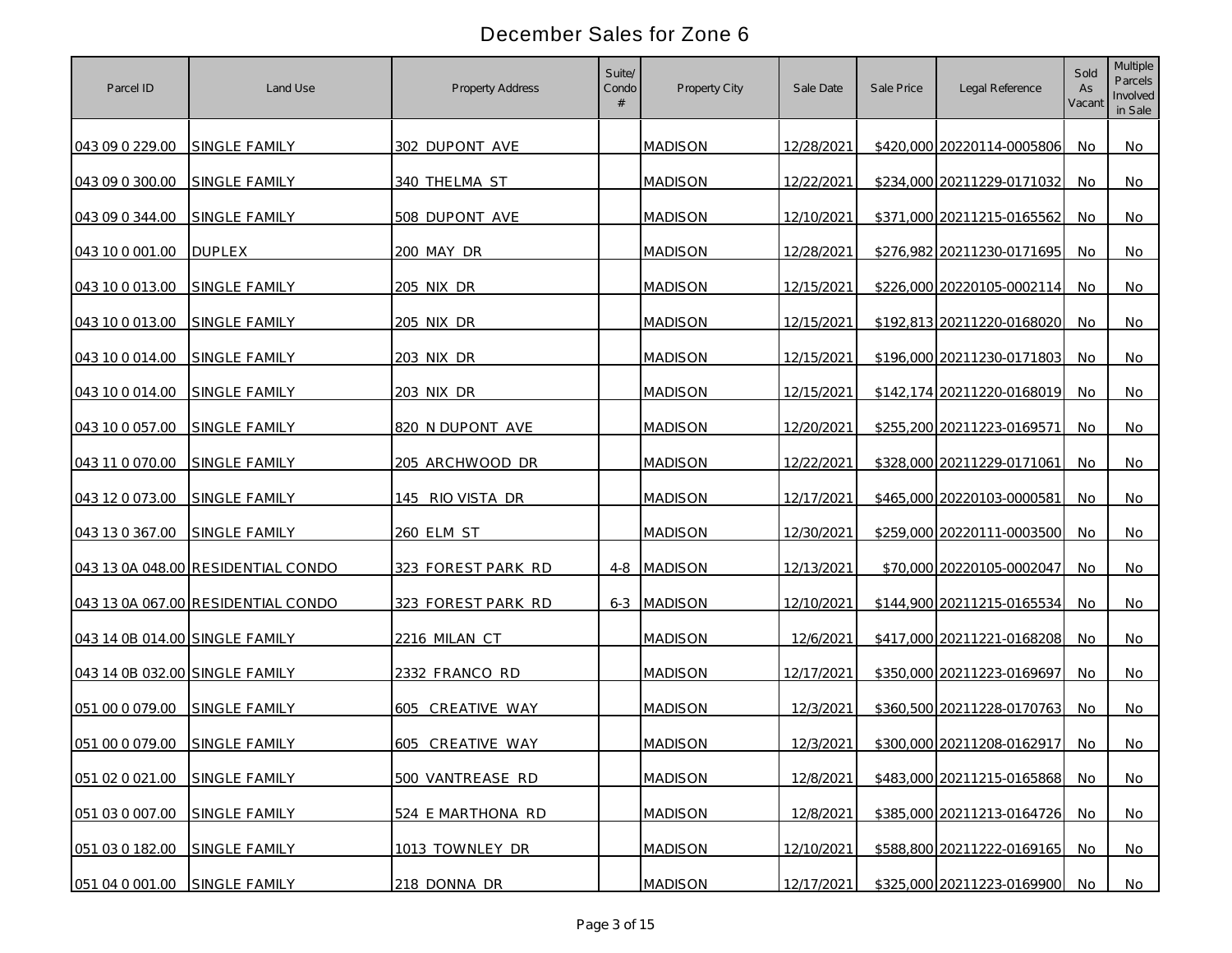# December Sales for Zone 6

| Parcel ID | Land Use | Property Address | Suite/ Condo # | Property City | Sale Date | Sale Price | Legal Reference | Sold As Vacant | Multiple Parcels Involved in Sale |
|---|---|---|---|---|---|---|---|---|---|
| 043 09 0 229.00 | SINGLE FAMILY | 302 DUPONT AVE | | MADISON | 12/28/2021 | $420,000 | 20220114-0005806 | No | No |
| 043 09 0 300.00 | SINGLE FAMILY | 340 THELMA ST | | MADISON | 12/22/2021 | $234,000 | 20211229-0171032 | No | No |
| 043 09 0 344.00 | SINGLE FAMILY | 508 DUPONT AVE | | MADISON | 12/10/2021 | $371,000 | 20211215-0165562 | No | No |
| 043 10 0 001.00 | DUPLEX | 200 MAY DR | | MADISON | 12/28/2021 | $276,982 | 20211230-0171695 | No | No |
| 043 10 0 013.00 | SINGLE FAMILY | 205 NIX DR | | MADISON | 12/15/2021 | $226,000 | 20220105-0002114 | No | No |
| 043 10 0 013.00 | SINGLE FAMILY | 205 NIX DR | | MADISON | 12/15/2021 | $192,813 | 20211220-0168020 | No | No |
| 043 10 0 014.00 | SINGLE FAMILY | 203 NIX DR | | MADISON | 12/15/2021 | $196,000 | 20211230-0171803 | No | No |
| 043 10 0 014.00 | SINGLE FAMILY | 203 NIX DR | | MADISON | 12/15/2021 | $142,174 | 20211220-0168019 | No | No |
| 043 10 0 057.00 | SINGLE FAMILY | 820 N DUPONT AVE | | MADISON | 12/20/2021 | $255,200 | 20211223-0169571 | No | No |
| 043 11 0 070.00 | SINGLE FAMILY | 205 ARCHWOOD DR | | MADISON | 12/22/2021 | $328,000 | 20211229-0171061 | No | No |
| 043 12 0 073.00 | SINGLE FAMILY | 145 RIO VISTA DR | | MADISON | 12/17/2021 | $465,000 | 20220103-0000581 | No | No |
| 043 13 0 367.00 | SINGLE FAMILY | 260 ELM ST | | MADISON | 12/30/2021 | $259,000 | 20220111-0003500 | No | No |
| 043 13 0A 048.00 | RESIDENTIAL CONDO | 323 FOREST PARK RD | 4-8 | MADISON | 12/13/2021 | $70,000 | 20220105-0002047 | No | No |
| 043 13 0A 067.00 | RESIDENTIAL CONDO | 323 FOREST PARK RD | 6-3 | MADISON | 12/10/2021 | $144,900 | 20211215-0165534 | No | No |
| 043 14 0B 014.00 | SINGLE FAMILY | 2216 MILAN CT | | MADISON | 12/6/2021 | $417,000 | 20211221-0168208 | No | No |
| 043 14 0B 032.00 | SINGLE FAMILY | 2332 FRANCO RD | | MADISON | 12/17/2021 | $350,000 | 20211223-0169697 | No | No |
| 051 00 0 079.00 | SINGLE FAMILY | 605 CREATIVE WAY | | MADISON | 12/3/2021 | $360,500 | 20211228-0170763 | No | No |
| 051 00 0 079.00 | SINGLE FAMILY | 605 CREATIVE WAY | | MADISON | 12/3/2021 | $300,000 | 20211208-0162917 | No | No |
| 051 02 0 021.00 | SINGLE FAMILY | 500 VANTREASE RD | | MADISON | 12/8/2021 | $483,000 | 20211215-0165868 | No | No |
| 051 03 0 007.00 | SINGLE FAMILY | 524 E MARTHONA RD | | MADISON | 12/8/2021 | $385,000 | 20211213-0164726 | No | No |
| 051 03 0 182.00 | SINGLE FAMILY | 1013 TOWNLEY DR | | MADISON | 12/10/2021 | $588,800 | 20211222-0169165 | No | No |
| 051 04 0 001.00 | SINGLE FAMILY | 218 DONNA DR | | MADISON | 12/17/2021 | $325,000 | 20211223-0169900 | No | No |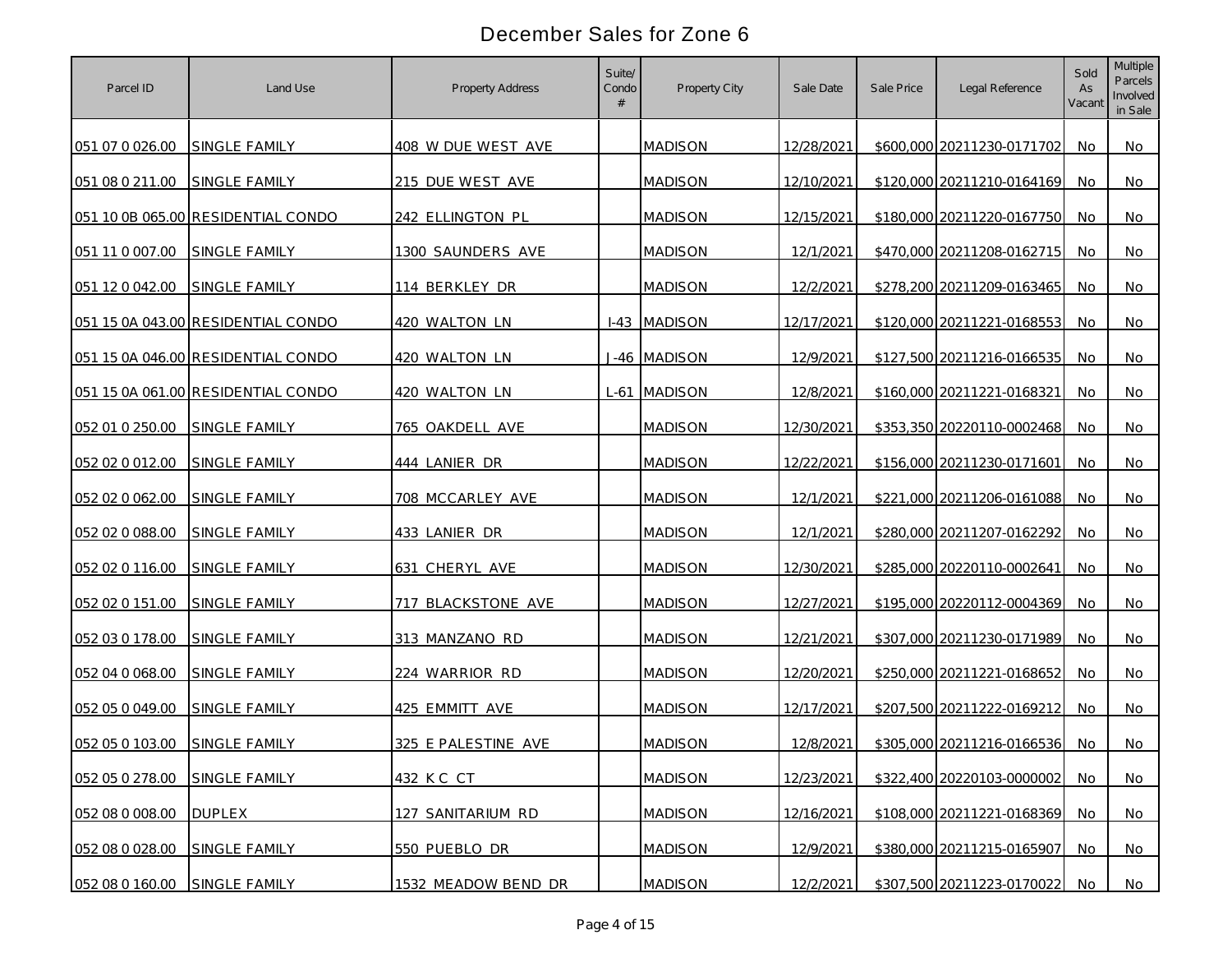# December Sales for Zone 6

| Parcel ID | Land Use | Property Address | Suite/ Condo # | Property City | Sale Date | Sale Price | Legal Reference | Sold As Vacant | Multiple Parcels Involved in Sale |
|---|---|---|---|---|---|---|---|---|---|
| 051 07 0 026.00 | SINGLE FAMILY | 408 W DUE WEST AVE | | MADISON | 12/28/2021 | $600,000 | 20211230-0171702 | No | No |
| 051 08 0 211.00 | SINGLE FAMILY | 215 DUE WEST AVE | | MADISON | 12/10/2021 | $120,000 | 20211210-0164169 | No | No |
| 051 10 0B 065.00 | RESIDENTIAL CONDO | 242 ELLINGTON PL | | MADISON | 12/15/2021 | $180,000 | 20211220-0167750 | No | No |
| 051 11 0 007.00 | SINGLE FAMILY | 1300 SAUNDERS AVE | | MADISON | 12/1/2021 | $470,000 | 20211208-0162715 | No | No |
| 051 12 0 042.00 | SINGLE FAMILY | 114 BERKLEY DR | | MADISON | 12/2/2021 | $278,200 | 20211209-0163465 | No | No |
| 051 15 0A 043.00 | RESIDENTIAL CONDO | 420 WALTON LN | I-43 | MADISON | 12/17/2021 | $120,000 | 20211221-0168553 | No | No |
| 051 15 0A 046.00 | RESIDENTIAL CONDO | 420 WALTON LN | J-46 | MADISON | 12/9/2021 | $127,500 | 20211216-0166535 | No | No |
| 051 15 0A 061.00 | RESIDENTIAL CONDO | 420 WALTON LN | L-61 | MADISON | 12/8/2021 | $160,000 | 20211221-0168321 | No | No |
| 052 01 0 250.00 | SINGLE FAMILY | 765 OAKDELL AVE | | MADISON | 12/30/2021 | $353,350 | 20220110-0002468 | No | No |
| 052 02 0 012.00 | SINGLE FAMILY | 444 LANIER DR | | MADISON | 12/22/2021 | $156,000 | 20211230-0171601 | No | No |
| 052 02 0 062.00 | SINGLE FAMILY | 708 MCCARLEY AVE | | MADISON | 12/1/2021 | $221,000 | 20211206-0161088 | No | No |
| 052 02 0 088.00 | SINGLE FAMILY | 433 LANIER DR | | MADISON | 12/1/2021 | $280,000 | 20211207-0162292 | No | No |
| 052 02 0 116.00 | SINGLE FAMILY | 631 CHERYL AVE | | MADISON | 12/30/2021 | $285,000 | 20220110-0002641 | No | No |
| 052 02 0 151.00 | SINGLE FAMILY | 717 BLACKSTONE AVE | | MADISON | 12/27/2021 | $195,000 | 20220112-0004369 | No | No |
| 052 03 0 178.00 | SINGLE FAMILY | 313 MANZANO RD | | MADISON | 12/21/2021 | $307,000 | 20211230-0171989 | No | No |
| 052 04 0 068.00 | SINGLE FAMILY | 224 WARRIOR RD | | MADISON | 12/20/2021 | $250,000 | 20211221-0168652 | No | No |
| 052 05 0 049.00 | SINGLE FAMILY | 425 EMMITT AVE | | MADISON | 12/17/2021 | $207,500 | 20211222-0169212 | No | No |
| 052 05 0 103.00 | SINGLE FAMILY | 325 E PALESTINE AVE | | MADISON | 12/8/2021 | $305,000 | 20211216-0166536 | No | No |
| 052 05 0 278.00 | SINGLE FAMILY | 432 K C CT | | MADISON | 12/23/2021 | $322,400 | 20220103-0000002 | No | No |
| 052 08 0 008.00 | DUPLEX | 127 SANITARIUM RD | | MADISON | 12/16/2021 | $108,000 | 20211221-0168369 | No | No |
| 052 08 0 028.00 | SINGLE FAMILY | 550 PUEBLO DR | | MADISON | 12/9/2021 | $380,000 | 20211215-0165907 | No | No |
| 052 08 0 160.00 | SINGLE FAMILY | 1532 MEADOW BEND DR | | MADISON | 12/2/2021 | $307,500 | 20211223-0170022 | No | No |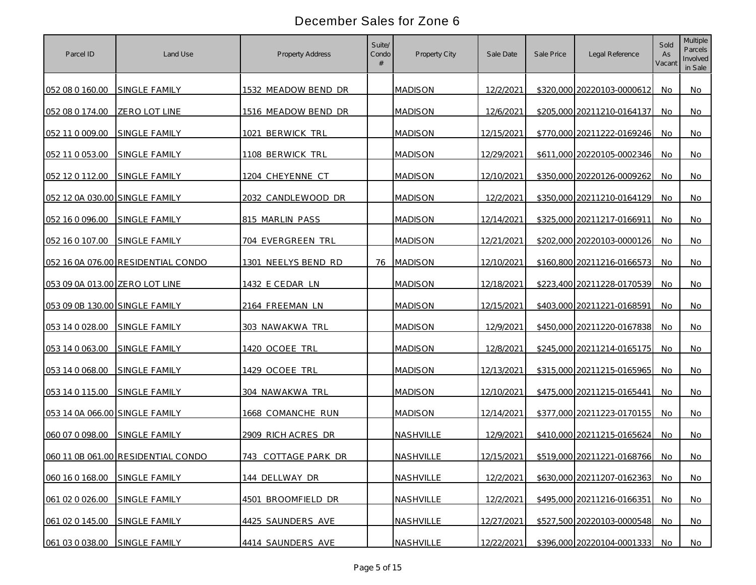# December Sales for Zone 6

| Parcel ID | Land Use | Property Address | Suite/ Condo # | Property City | Sale Date | Sale Price | Legal Reference | Sold As Vacant | Multiple Parcels Involved in Sale |
|---|---|---|---|---|---|---|---|---|---|
| 052 08 0 160.00 | SINGLE FAMILY | 1532 MEADOW BEND DR | | MADISON | 12/2/2021 | $320,000 | 20220103-0000612 | No | No |
| 052 08 0 174.00 | ZERO LOT LINE | 1516 MEADOW BEND DR | | MADISON | 12/6/2021 | $205,000 | 20211210-0164137 | No | No |
| 052 11 0 009.00 | SINGLE FAMILY | 1021 BERWICK TRL | | MADISON | 12/15/2021 | $770,000 | 20211222-0169246 | No | No |
| 052 11 0 053.00 | SINGLE FAMILY | 1108 BERWICK TRL | | MADISON | 12/29/2021 | $611,000 | 20220105-0002346 | No | No |
| 052 12 0 112.00 | SINGLE FAMILY | 1204 CHEYENNE CT | | MADISON | 12/10/2021 | $350,000 | 20220126-0009262 | No | No |
| 052 12 0A 030.00 | SINGLE FAMILY | 2032 CANDLEWOOD DR | | MADISON | 12/2/2021 | $350,000 | 20211210-0164129 | No | No |
| 052 16 0 096.00 | SINGLE FAMILY | 815 MARLIN PASS | | MADISON | 12/14/2021 | $325,000 | 20211217-0166911 | No | No |
| 052 16 0 107.00 | SINGLE FAMILY | 704 EVERGREEN TRL | | MADISON | 12/21/2021 | $202,000 | 20220103-0000126 | No | No |
| 052 16 0A 076.00 | RESIDENTIAL CONDO | 1301 NEELYS BEND RD | 76 | MADISON | 12/10/2021 | $160,800 | 20211216-0166573 | No | No |
| 053 09 0A 013.00 | ZERO LOT LINE | 1432 E CEDAR LN | | MADISON | 12/18/2021 | $223,400 | 20211228-0170539 | No | No |
| 053 09 0B 130.00 | SINGLE FAMILY | 2164 FREEMAN LN | | MADISON | 12/15/2021 | $403,000 | 20211221-0168591 | No | No |
| 053 14 0 028.00 | SINGLE FAMILY | 303 NAWAKWA TRL | | MADISON | 12/9/2021 | $450,000 | 20211220-0167838 | No | No |
| 053 14 0 063.00 | SINGLE FAMILY | 1420 OCOEE TRL | | MADISON | 12/8/2021 | $245,000 | 20211214-0165175 | No | No |
| 053 14 0 068.00 | SINGLE FAMILY | 1429 OCOEE TRL | | MADISON | 12/13/2021 | $315,000 | 20211215-0165965 | No | No |
| 053 14 0 115.00 | SINGLE FAMILY | 304 NAWAKWA TRL | | MADISON | 12/10/2021 | $475,000 | 20211215-0165441 | No | No |
| 053 14 0A 066.00 | SINGLE FAMILY | 1668 COMANCHE RUN | | MADISON | 12/14/2021 | $377,000 | 20211223-0170155 | No | No |
| 060 07 0 098.00 | SINGLE FAMILY | 2909 RICH ACRES DR | | NASHVILLE | 12/9/2021 | $410,000 | 20211215-0165624 | No | No |
| 060 11 0B 061.00 | RESIDENTIAL CONDO | 743 COTTAGE PARK DR | | NASHVILLE | 12/15/2021 | $519,000 | 20211221-0168766 | No | No |
| 060 16 0 168.00 | SINGLE FAMILY | 144 DELLWAY DR | | NASHVILLE | 12/2/2021 | $630,000 | 20211207-0162363 | No | No |
| 061 02 0 026.00 | SINGLE FAMILY | 4501 BROOMFIELD DR | | NASHVILLE | 12/2/2021 | $495,000 | 20211216-0166351 | No | No |
| 061 02 0 145.00 | SINGLE FAMILY | 4425 SAUNDERS AVE | | NASHVILLE | 12/27/2021 | $527,500 | 20220103-0000548 | No | No |
| 061 03 0 038.00 | SINGLE FAMILY | 4414 SAUNDERS AVE | | NASHVILLE | 12/22/2021 | $396,000 | 20220104-0001333 | No | No |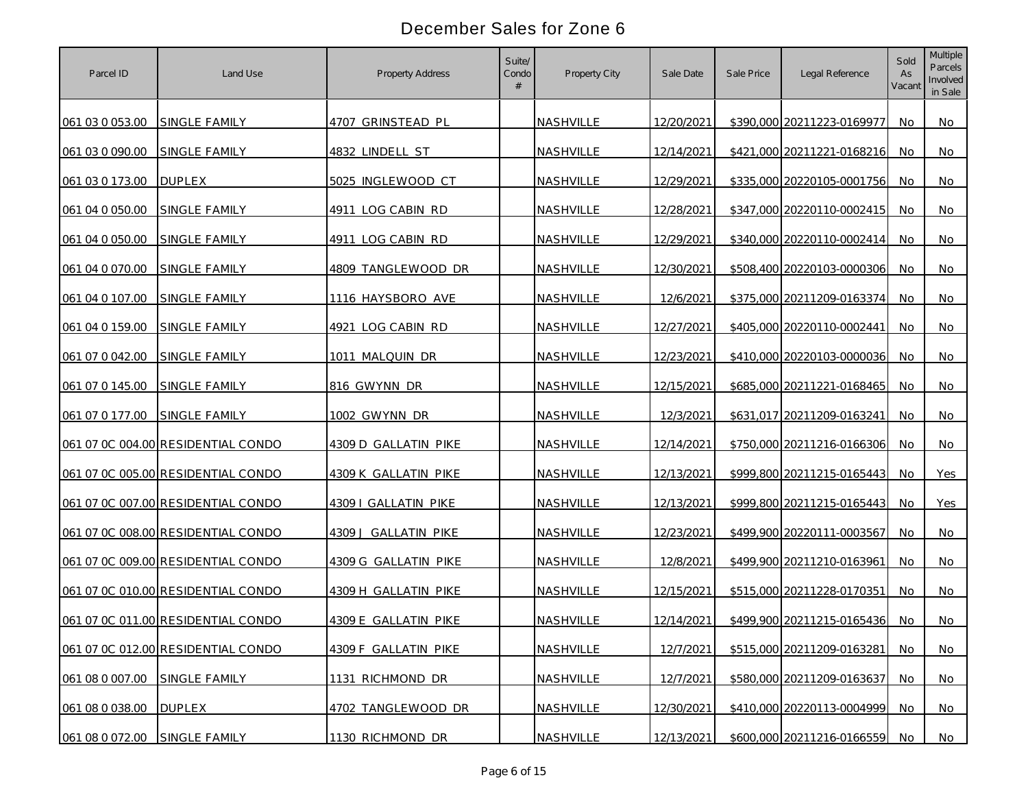# December Sales for Zone 6

| Parcel ID | Land Use | Property Address | Suite/ Condo # | Property City | Sale Date | Sale Price | Legal Reference | Sold As Vacant | Multiple Parcels Involved in Sale |
|---|---|---|---|---|---|---|---|---|---|
| 061 03 0 053.00 | SINGLE FAMILY | 4707 GRINSTEAD PL | | NASHVILLE | 12/20/2021 | $390,000 | 20211223-0169977 | No | No |
| 061 03 0 090.00 | SINGLE FAMILY | 4832 LINDELL ST | | NASHVILLE | 12/14/2021 | $421,000 | 20211221-0168216 | No | No |
| 061 03 0 173.00 | DUPLEX | 5025 INGLEWOOD CT | | NASHVILLE | 12/29/2021 | $335,000 | 20220105-0001756 | No | No |
| 061 04 0 050.00 | SINGLE FAMILY | 4911 LOG CABIN RD | | NASHVILLE | 12/28/2021 | $347,000 | 20220110-0002415 | No | No |
| 061 04 0 050.00 | SINGLE FAMILY | 4911 LOG CABIN RD | | NASHVILLE | 12/29/2021 | $340,000 | 20220110-0002414 | No | No |
| 061 04 0 070.00 | SINGLE FAMILY | 4809 TANGLEWOOD DR | | NASHVILLE | 12/30/2021 | $508,400 | 20220103-0000306 | No | No |
| 061 04 0 107.00 | SINGLE FAMILY | 1116 HAYSBORO AVE | | NASHVILLE | 12/6/2021 | $375,000 | 20211209-0163374 | No | No |
| 061 04 0 159.00 | SINGLE FAMILY | 4921 LOG CABIN RD | | NASHVILLE | 12/27/2021 | $405,000 | 20220110-0002441 | No | No |
| 061 07 0 042.00 | SINGLE FAMILY | 1011 MALQUIN DR | | NASHVILLE | 12/23/2021 | $410,000 | 20220103-0000036 | No | No |
| 061 07 0 145.00 | SINGLE FAMILY | 816 GWYNN DR | | NASHVILLE | 12/15/2021 | $685,000 | 20211221-0168465 | No | No |
| 061 07 0 177.00 | SINGLE FAMILY | 1002 GWYNN DR | | NASHVILLE | 12/3/2021 | $631,017 | 20211209-0163241 | No | No |
| 061 07 0C 004.00 | RESIDENTIAL CONDO | 4309 D GALLATIN PIKE | | NASHVILLE | 12/14/2021 | $750,000 | 20211216-0166306 | No | No |
| 061 07 0C 005.00 | RESIDENTIAL CONDO | 4309 K GALLATIN PIKE | | NASHVILLE | 12/13/2021 | $999,800 | 20211215-0165443 | No | Yes |
| 061 07 0C 007.00 | RESIDENTIAL CONDO | 4309 I GALLATIN PIKE | | NASHVILLE | 12/13/2021 | $999,800 | 20211215-0165443 | No | Yes |
| 061 07 0C 008.00 | RESIDENTIAL CONDO | 4309 J GALLATIN PIKE | | NASHVILLE | 12/23/2021 | $499,900 | 20220111-0003567 | No | No |
| 061 07 0C 009.00 | RESIDENTIAL CONDO | 4309 G GALLATIN PIKE | | NASHVILLE | 12/8/2021 | $499,900 | 20211210-0163961 | No | No |
| 061 07 0C 010.00 | RESIDENTIAL CONDO | 4309 H GALLATIN PIKE | | NASHVILLE | 12/15/2021 | $515,000 | 20211228-0170351 | No | No |
| 061 07 0C 011.00 | RESIDENTIAL CONDO | 4309 E GALLATIN PIKE | | NASHVILLE | 12/14/2021 | $499,900 | 20211215-0165436 | No | No |
| 061 07 0C 012.00 | RESIDENTIAL CONDO | 4309 F GALLATIN PIKE | | NASHVILLE | 12/7/2021 | $515,000 | 20211209-0163281 | No | No |
| 061 08 0 007.00 | SINGLE FAMILY | 1131 RICHMOND DR | | NASHVILLE | 12/7/2021 | $580,000 | 20211209-0163637 | No | No |
| 061 08 0 038.00 | DUPLEX | 4702 TANGLEWOOD DR | | NASHVILLE | 12/30/2021 | $410,000 | 20220113-0004999 | No | No |
| 061 08 0 072.00 | SINGLE FAMILY | 1130 RICHMOND DR | | NASHVILLE | 12/13/2021 | $600,000 | 20211216-0166559 | No | No |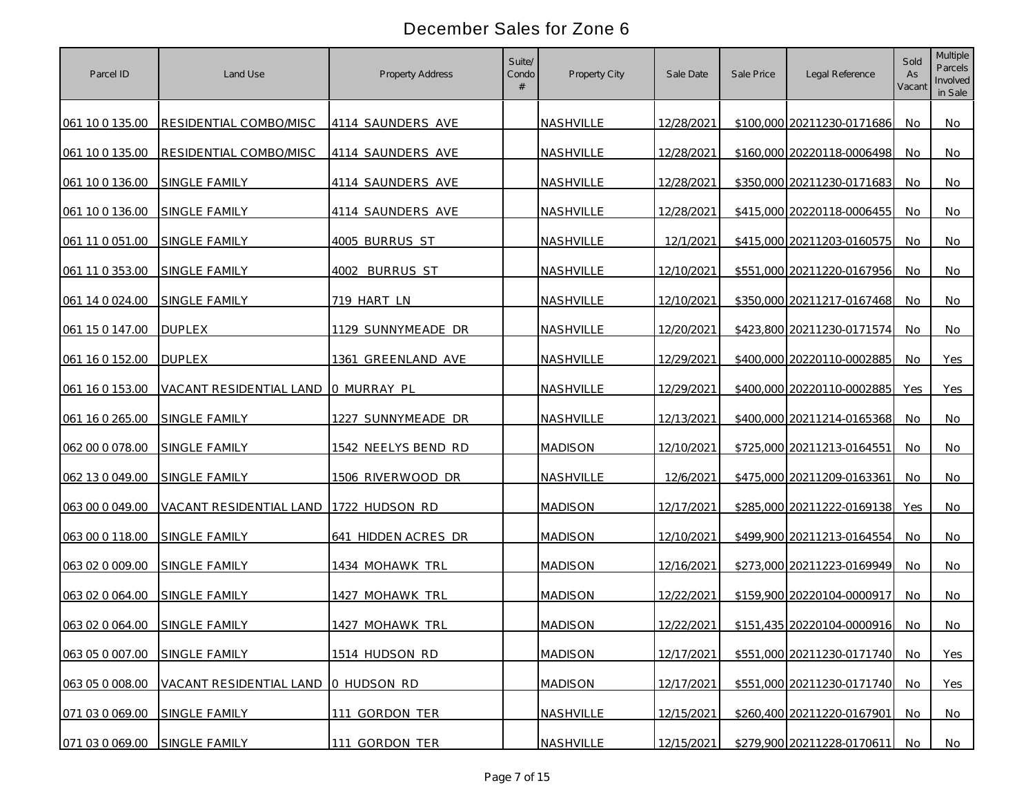# December Sales for Zone 6

| Parcel ID | Land Use | Property Address | Suite/ Condo # | Property City | Sale Date | Sale Price | Legal Reference | Sold As Vacant | Multiple Parcels Involved in Sale |
|---|---|---|---|---|---|---|---|---|---|
| 061 10 0 135.00 | RESIDENTIAL COMBO/MISC | 4114 SAUNDERS AVE | | NASHVILLE | 12/28/2021 | $100,000 | 20211230-0171686 | No | No |
| 061 10 0 135.00 | RESIDENTIAL COMBO/MISC | 4114 SAUNDERS AVE | | NASHVILLE | 12/28/2021 | $160,000 | 20220118-0006498 | No | No |
| 061 10 0 136.00 | SINGLE FAMILY | 4114 SAUNDERS AVE | | NASHVILLE | 12/28/2021 | $350,000 | 20211230-0171683 | No | No |
| 061 10 0 136.00 | SINGLE FAMILY | 4114 SAUNDERS AVE | | NASHVILLE | 12/28/2021 | $415,000 | 20220118-0006455 | No | No |
| 061 11 0 051.00 | SINGLE FAMILY | 4005 BURRUS ST | | NASHVILLE | 12/1/2021 | $415,000 | 20211203-0160575 | No | No |
| 061 11 0 353.00 | SINGLE FAMILY | 4002 BURRUS ST | | NASHVILLE | 12/10/2021 | $551,000 | 20211220-0167956 | No | No |
| 061 14 0 024.00 | SINGLE FAMILY | 719 HART LN | | NASHVILLE | 12/10/2021 | $350,000 | 20211217-0167468 | No | No |
| 061 15 0 147.00 | DUPLEX | 1129 SUNNYMEADE DR | | NASHVILLE | 12/20/2021 | $423,800 | 20211230-0171574 | No | No |
| 061 16 0 152.00 | DUPLEX | 1361 GREENLAND AVE | | NASHVILLE | 12/29/2021 | $400,000 | 20220110-0002885 | No | Yes |
| 061 16 0 153.00 | VACANT RESIDENTIAL LAND | 0 MURRAY PL | | NASHVILLE | 12/29/2021 | $400,000 | 20220110-0002885 | Yes | Yes |
| 061 16 0 265.00 | SINGLE FAMILY | 1227 SUNNYMEADE DR | | NASHVILLE | 12/13/2021 | $400,000 | 20211214-0165368 | No | No |
| 062 00 0 078.00 | SINGLE FAMILY | 1542 NEELYS BEND RD | | MADISON | 12/10/2021 | $725,000 | 20211213-0164551 | No | No |
| 062 13 0 049.00 | SINGLE FAMILY | 1506 RIVERWOOD DR | | NASHVILLE | 12/6/2021 | $475,000 | 20211209-0163361 | No | No |
| 063 00 0 049.00 | VACANT RESIDENTIAL LAND | 1722 HUDSON RD | | MADISON | 12/17/2021 | $285,000 | 20211222-0169138 | Yes | No |
| 063 00 0 118.00 | SINGLE FAMILY | 641 HIDDEN ACRES DR | | MADISON | 12/10/2021 | $499,900 | 20211213-0164554 | No | No |
| 063 02 0 009.00 | SINGLE FAMILY | 1434 MOHAWK TRL | | MADISON | 12/16/2021 | $273,000 | 20211223-0169949 | No | No |
| 063 02 0 064.00 | SINGLE FAMILY | 1427 MOHAWK TRL | | MADISON | 12/22/2021 | $159,900 | 20220104-0000917 | No | No |
| 063 02 0 064.00 | SINGLE FAMILY | 1427 MOHAWK TRL | | MADISON | 12/22/2021 | $151,435 | 20220104-0000916 | No | No |
| 063 05 0 007.00 | SINGLE FAMILY | 1514 HUDSON RD | | MADISON | 12/17/2021 | $551,000 | 20211230-0171740 | No | Yes |
| 063 05 0 008.00 | VACANT RESIDENTIAL LAND | 0 HUDSON RD | | MADISON | 12/17/2021 | $551,000 | 20211230-0171740 | No | Yes |
| 071 03 0 069.00 | SINGLE FAMILY | 111 GORDON TER | | NASHVILLE | 12/15/2021 | $260,400 | 20211220-0167901 | No | No |
| 071 03 0 069.00 | SINGLE FAMILY | 111 GORDON TER | | NASHVILLE | 12/15/2021 | $279,900 | 20211228-0170611 | No | No |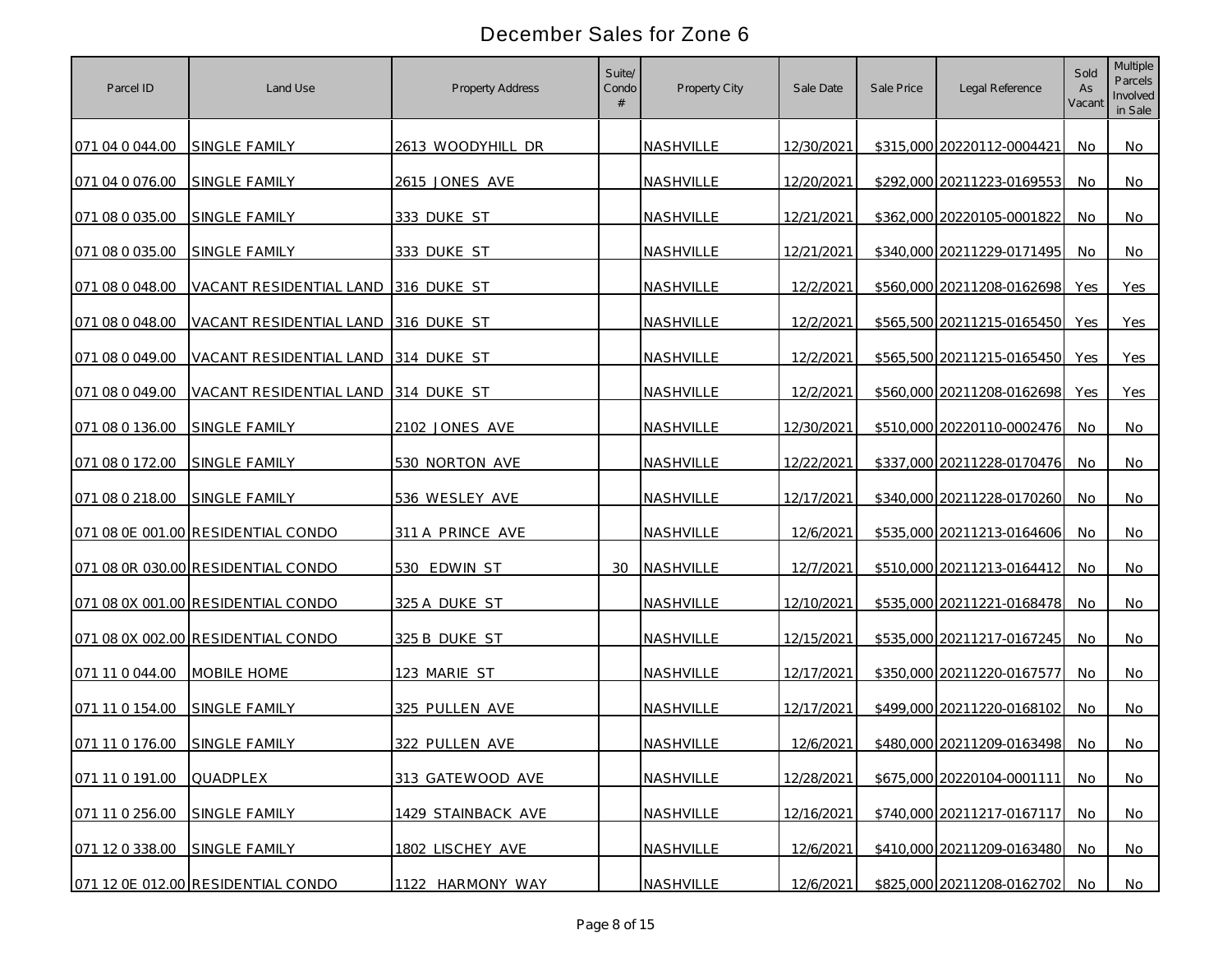# December Sales for Zone 6

| Parcel ID | Land Use | Property Address | Suite/ Condo # | Property City | Sale Date | Sale Price | Legal Reference | Sold As Vacant | Multiple Parcels Involved in Sale |
|---|---|---|---|---|---|---|---|---|---|
| 071 04 0 044.00 | SINGLE FAMILY | 2613 WOODYHILL DR | | NASHVILLE | 12/30/2021 | $315,000 | 20220112-0004421 | No | No |
| 071 04 0 076.00 | SINGLE FAMILY | 2615 JONES AVE | | NASHVILLE | 12/20/2021 | $292,000 | 20211223-0169553 | No | No |
| 071 08 0 035.00 | SINGLE FAMILY | 333 DUKE ST | | NASHVILLE | 12/21/2021 | $362,000 | 20220105-0001822 | No | No |
| 071 08 0 035.00 | SINGLE FAMILY | 333 DUKE ST | | NASHVILLE | 12/21/2021 | $340,000 | 20211229-0171495 | No | No |
| 071 08 0 048.00 | VACANT RESIDENTIAL LAND | 316 DUKE ST | | NASHVILLE | 12/2/2021 | $560,000 | 20211208-0162698 | Yes | Yes |
| 071 08 0 048.00 | VACANT RESIDENTIAL LAND | 316 DUKE ST | | NASHVILLE | 12/2/2021 | $565,500 | 20211215-0165450 | Yes | Yes |
| 071 08 0 049.00 | VACANT RESIDENTIAL LAND | 314 DUKE ST | | NASHVILLE | 12/2/2021 | $565,500 | 20211215-0165450 | Yes | Yes |
| 071 08 0 049.00 | VACANT RESIDENTIAL LAND | 314 DUKE ST | | NASHVILLE | 12/2/2021 | $560,000 | 20211208-0162698 | Yes | Yes |
| 071 08 0 136.00 | SINGLE FAMILY | 2102 JONES AVE | | NASHVILLE | 12/30/2021 | $510,000 | 20220110-0002476 | No | No |
| 071 08 0 172.00 | SINGLE FAMILY | 530 NORTON AVE | | NASHVILLE | 12/22/2021 | $337,000 | 20211228-0170476 | No | No |
| 071 08 0 218.00 | SINGLE FAMILY | 536 WESLEY AVE | | NASHVILLE | 12/17/2021 | $340,000 | 20211228-0170260 | No | No |
| 071 08 0E 001.00 | RESIDENTIAL CONDO | 311 A PRINCE AVE | | NASHVILLE | 12/6/2021 | $535,000 | 20211213-0164606 | No | No |
| 071 08 0R 030.00 | RESIDENTIAL CONDO | 530 EDWIN ST | 30 | NASHVILLE | 12/7/2021 | $510,000 | 20211213-0164412 | No | No |
| 071 08 0X 001.00 | RESIDENTIAL CONDO | 325 A DUKE ST | | NASHVILLE | 12/10/2021 | $535,000 | 20211221-0168478 | No | No |
| 071 08 0X 002.00 | RESIDENTIAL CONDO | 325 B DUKE ST | | NASHVILLE | 12/15/2021 | $535,000 | 20211217-0167245 | No | No |
| 071 11 0 044.00 | MOBILE HOME | 123 MARIE ST | | NASHVILLE | 12/17/2021 | $350,000 | 20211220-0167577 | No | No |
| 071 11 0 154.00 | SINGLE FAMILY | 325 PULLEN AVE | | NASHVILLE | 12/17/2021 | $499,000 | 20211220-0168102 | No | No |
| 071 11 0 176.00 | SINGLE FAMILY | 322 PULLEN AVE | | NASHVILLE | 12/6/2021 | $480,000 | 20211209-0163498 | No | No |
| 071 11 0 191.00 | QUADPLEX | 313 GATEWOOD AVE | | NASHVILLE | 12/28/2021 | $675,000 | 20220104-0001111 | No | No |
| 071 11 0 256.00 | SINGLE FAMILY | 1429 STAINBACK AVE | | NASHVILLE | 12/16/2021 | $740,000 | 20211217-0167117 | No | No |
| 071 12 0 338.00 | SINGLE FAMILY | 1802 LISCHEY AVE | | NASHVILLE | 12/6/2021 | $410,000 | 20211209-0163480 | No | No |
| 071 12 0E 012.00 | RESIDENTIAL CONDO | 1122 HARMONY WAY | | NASHVILLE | 12/6/2021 | $825,000 | 20211208-0162702 | No | No |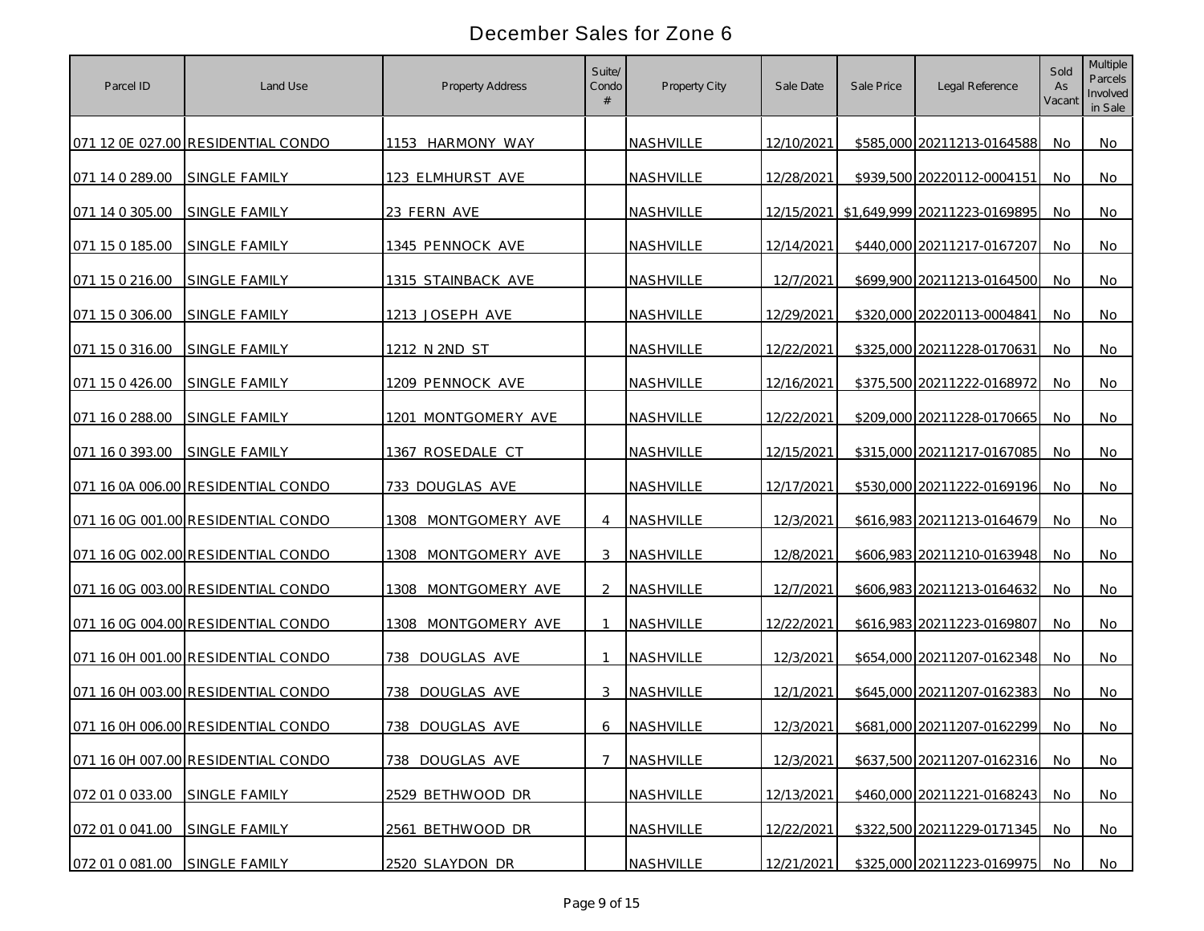# December Sales for Zone 6

| Parcel ID | Land Use | Property Address | Suite/ Condo # | Property City | Sale Date | Sale Price | Legal Reference | Sold As Vacant | Multiple Parcels Involved in Sale |
|---|---|---|---|---|---|---|---|---|---|
| 071 12 0E 027.00 | RESIDENTIAL CONDO | 1153 HARMONY WAY | | NASHVILLE | 12/10/2021 | $585,000 | 20211213-0164588 | No | No |
| 071 14 0 289.00 | SINGLE FAMILY | 123 ELMHURST AVE | | NASHVILLE | 12/28/2021 | $939,500 | 20220112-0004151 | No | No |
| 071 14 0 305.00 | SINGLE FAMILY | 23 FERN AVE | | NASHVILLE | 12/15/2021 | $1,649,999 | 20211223-0169895 | No | No |
| 071 15 0 185.00 | SINGLE FAMILY | 1345 PENNOCK AVE | | NASHVILLE | 12/14/2021 | $440,000 | 20211217-0167207 | No | No |
| 071 15 0 216.00 | SINGLE FAMILY | 1315 STAINBACK AVE | | NASHVILLE | 12/7/2021 | $699,900 | 20211213-0164500 | No | No |
| 071 15 0 306.00 | SINGLE FAMILY | 1213 JOSEPH AVE | | NASHVILLE | 12/29/2021 | $320,000 | 20220113-0004841 | No | No |
| 071 15 0 316.00 | SINGLE FAMILY | 1212 N 2ND ST | | NASHVILLE | 12/22/2021 | $325,000 | 20211228-0170631 | No | No |
| 071 15 0 426.00 | SINGLE FAMILY | 1209 PENNOCK AVE | | NASHVILLE | 12/16/2021 | $375,500 | 20211222-0168972 | No | No |
| 071 16 0 288.00 | SINGLE FAMILY | 1201 MONTGOMERY AVE | | NASHVILLE | 12/22/2021 | $209,000 | 20211228-0170665 | No | No |
| 071 16 0 393.00 | SINGLE FAMILY | 1367 ROSEDALE CT | | NASHVILLE | 12/15/2021 | $315,000 | 20211217-0167085 | No | No |
| 071 16 0A 006.00 | RESIDENTIAL CONDO | 733 DOUGLAS AVE | | NASHVILLE | 12/17/2021 | $530,000 | 20211222-0169196 | No | No |
| 071 16 0G 001.00 | RESIDENTIAL CONDO | 1308 MONTGOMERY AVE | 4 | NASHVILLE | 12/3/2021 | $616,983 | 20211213-0164679 | No | No |
| 071 16 0G 002.00 | RESIDENTIAL CONDO | 1308 MONTGOMERY AVE | 3 | NASHVILLE | 12/8/2021 | $606,983 | 20211210-0163948 | No | No |
| 071 16 0G 003.00 | RESIDENTIAL CONDO | 1308 MONTGOMERY AVE | 2 | NASHVILLE | 12/7/2021 | $606,983 | 20211213-0164632 | No | No |
| 071 16 0G 004.00 | RESIDENTIAL CONDO | 1308 MONTGOMERY AVE | 1 | NASHVILLE | 12/22/2021 | $616,983 | 20211223-0169807 | No | No |
| 071 16 0H 001.00 | RESIDENTIAL CONDO | 738 DOUGLAS AVE | 1 | NASHVILLE | 12/3/2021 | $654,000 | 20211207-0162348 | No | No |
| 071 16 0H 003.00 | RESIDENTIAL CONDO | 738 DOUGLAS AVE | 3 | NASHVILLE | 12/1/2021 | $645,000 | 20211207-0162383 | No | No |
| 071 16 0H 006.00 | RESIDENTIAL CONDO | 738 DOUGLAS AVE | 6 | NASHVILLE | 12/3/2021 | $681,000 | 20211207-0162299 | No | No |
| 071 16 0H 007.00 | RESIDENTIAL CONDO | 738 DOUGLAS AVE | 7 | NASHVILLE | 12/3/2021 | $637,500 | 20211207-0162316 | No | No |
| 072 01 0 033.00 | SINGLE FAMILY | 2529 BETHWOOD DR | | NASHVILLE | 12/13/2021 | $460,000 | 20211221-0168243 | No | No |
| 072 01 0 041.00 | SINGLE FAMILY | 2561 BETHWOOD DR | | NASHVILLE | 12/22/2021 | $322,500 | 20211229-0171345 | No | No |
| 072 01 0 081.00 | SINGLE FAMILY | 2520 SLAYDON DR | | NASHVILLE | 12/21/2021 | $325,000 | 20211223-0169975 | No | No |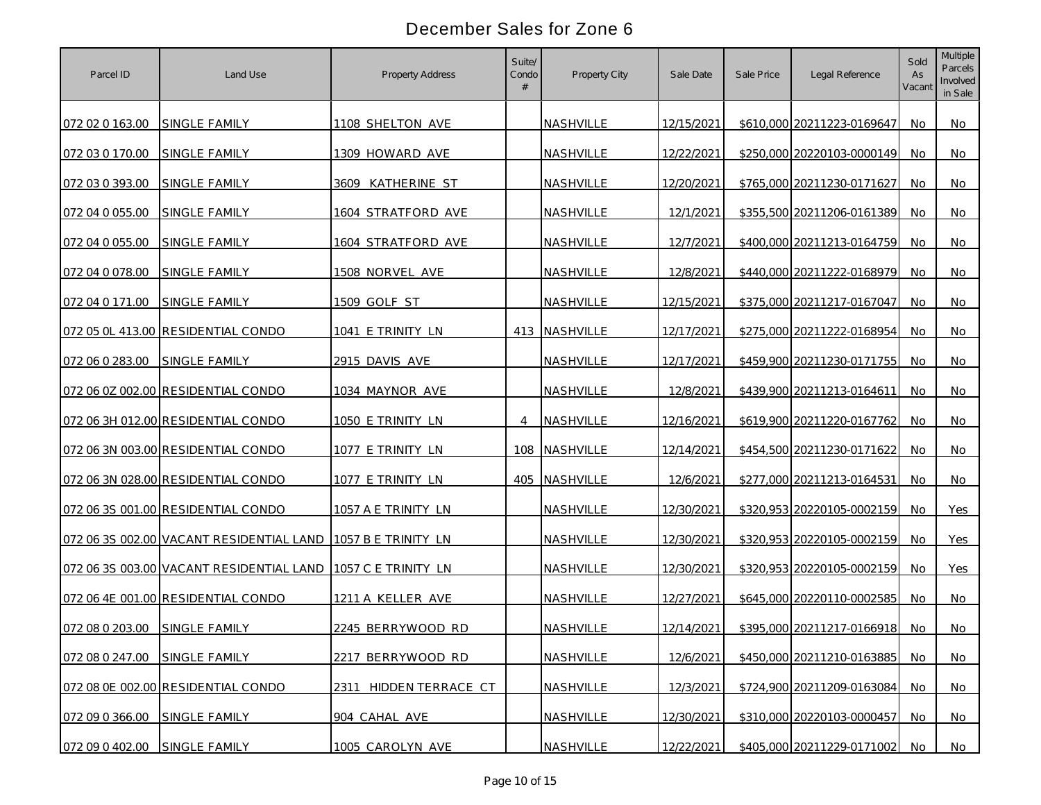# December Sales for Zone 6

| Parcel ID | Land Use | Property Address | Suite/ Condo # | Property City | Sale Date | Sale Price | Legal Reference | Sold As Vacant | Multiple Parcels Involved in Sale |
|---|---|---|---|---|---|---|---|---|---|
| 072 02 0 163.00 | SINGLE FAMILY | 1108 SHELTON AVE | | NASHVILLE | 12/15/2021 | $610,000 | 20211223-0169647 | No | No |
| 072 03 0 170.00 | SINGLE FAMILY | 1309 HOWARD AVE | | NASHVILLE | 12/22/2021 | $250,000 | 20220103-0000149 | No | No |
| 072 03 0 393.00 | SINGLE FAMILY | 3609 KATHERINE ST | | NASHVILLE | 12/20/2021 | $765,000 | 20211230-0171627 | No | No |
| 072 04 0 055.00 | SINGLE FAMILY | 1604 STRATFORD AVE | | NASHVILLE | 12/1/2021 | $355,500 | 20211206-0161389 | No | No |
| 072 04 0 055.00 | SINGLE FAMILY | 1604 STRATFORD AVE | | NASHVILLE | 12/7/2021 | $400,000 | 20211213-0164759 | No | No |
| 072 04 0 078.00 | SINGLE FAMILY | 1508 NORVEL AVE | | NASHVILLE | 12/8/2021 | $440,000 | 20211222-0168979 | No | No |
| 072 04 0 171.00 | SINGLE FAMILY | 1509 GOLF ST | | NASHVILLE | 12/15/2021 | $375,000 | 20211217-0167047 | No | No |
| 072 05 0L 413.00 | RESIDENTIAL CONDO | 1041 E TRINITY LN | 413 | NASHVILLE | 12/17/2021 | $275,000 | 20211222-0168954 | No | No |
| 072 06 0 283.00 | SINGLE FAMILY | 2915 DAVIS AVE | | NASHVILLE | 12/17/2021 | $459,900 | 20211230-0171755 | No | No |
| 072 06 0Z 002.00 | RESIDENTIAL CONDO | 1034 MAYNOR AVE | | NASHVILLE | 12/8/2021 | $439,900 | 20211213-0164611 | No | No |
| 072 06 3H 012.00 | RESIDENTIAL CONDO | 1050 E TRINITY LN | 4 | NASHVILLE | 12/16/2021 | $619,900 | 20211220-0167762 | No | No |
| 072 06 3N 003.00 | RESIDENTIAL CONDO | 1077 E TRINITY LN | 108 | NASHVILLE | 12/14/2021 | $454,500 | 20211230-0171622 | No | No |
| 072 06 3N 028.00 | RESIDENTIAL CONDO | 1077 E TRINITY LN | 405 | NASHVILLE | 12/6/2021 | $277,000 | 20211213-0164531 | No | No |
| 072 06 3S 001.00 | RESIDENTIAL CONDO | 1057 A E TRINITY LN | | NASHVILLE | 12/30/2021 | $320,953 | 20220105-0002159 | No | Yes |
| 072 06 3S 002.00 | VACANT RESIDENTIAL LAND | 1057 B E TRINITY LN | | NASHVILLE | 12/30/2021 | $320,953 | 20220105-0002159 | No | Yes |
| 072 06 3S 003.00 | VACANT RESIDENTIAL LAND | 1057 C E TRINITY LN | | NASHVILLE | 12/30/2021 | $320,953 | 20220105-0002159 | No | Yes |
| 072 06 4E 001.00 | RESIDENTIAL CONDO | 1211 A KELLER AVE | | NASHVILLE | 12/27/2021 | $645,000 | 20220110-0002585 | No | No |
| 072 08 0 203.00 | SINGLE FAMILY | 2245 BERRYWOOD RD | | NASHVILLE | 12/14/2021 | $395,000 | 20211217-0166918 | No | No |
| 072 08 0 247.00 | SINGLE FAMILY | 2217 BERRYWOOD RD | | NASHVILLE | 12/6/2021 | $450,000 | 20211210-0163885 | No | No |
| 072 08 0E 002.00 | RESIDENTIAL CONDO | 2311 HIDDEN TERRACE CT | | NASHVILLE | 12/3/2021 | $724,900 | 20211209-0163084 | No | No |
| 072 09 0 366.00 | SINGLE FAMILY | 904 CAHAL AVE | | NASHVILLE | 12/30/2021 | $310,000 | 20220103-0000457 | No | No |
| 072 09 0 402.00 | SINGLE FAMILY | 1005 CAROLYN AVE | | NASHVILLE | 12/22/2021 | $405,000 | 20211229-0171002 | No | No |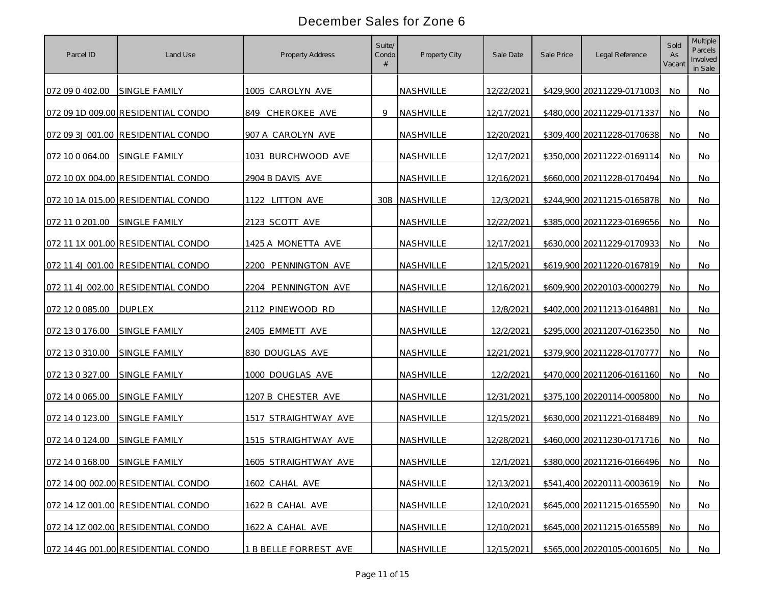# December Sales for Zone 6

| Parcel ID | Land Use | Property Address | Suite/ Condo # | Property City | Sale Date | Sale Price | Legal Reference | Sold As Vacant | Multiple Parcels Involved in Sale |
|---|---|---|---|---|---|---|---|---|---|
| 072 09 0 402.00 | SINGLE FAMILY | 1005 CAROLYN AVE | | NASHVILLE | 12/22/2021 | $429,900 | 20211229-0171003 | No | No |
| 072 09 1D 009.00 | RESIDENTIAL CONDO | 849 CHEROKEE AVE | 9 | NASHVILLE | 12/17/2021 | $480,000 | 20211229-0171337 | No | No |
| 072 09 3J 001.00 | RESIDENTIAL CONDO | 907 A CAROLYN AVE | | NASHVILLE | 12/20/2021 | $309,400 | 20211228-0170638 | No | No |
| 072 10 0 064.00 | SINGLE FAMILY | 1031 BURCHWOOD AVE | | NASHVILLE | 12/17/2021 | $350,000 | 20211222-0169114 | No | No |
| 072 10 0X 004.00 | RESIDENTIAL CONDO | 2904 B DAVIS AVE | | NASHVILLE | 12/16/2021 | $660,000 | 20211228-0170494 | No | No |
| 072 10 1A 015.00 | RESIDENTIAL CONDO | 1122 LITTON AVE | 308 | NASHVILLE | 12/3/2021 | $244,900 | 20211215-0165878 | No | No |
| 072 11 0 201.00 | SINGLE FAMILY | 2123 SCOTT AVE | | NASHVILLE | 12/22/2021 | $385,000 | 20211223-0169656 | No | No |
| 072 11 1X 001.00 | RESIDENTIAL CONDO | 1425 A MONETTA AVE | | NASHVILLE | 12/17/2021 | $630,000 | 20211229-0170933 | No | No |
| 072 11 4J 001.00 | RESIDENTIAL CONDO | 2200 PENNINGTON AVE | | NASHVILLE | 12/15/2021 | $619,900 | 20211220-0167819 | No | No |
| 072 11 4J 002.00 | RESIDENTIAL CONDO | 2204 PENNINGTON AVE | | NASHVILLE | 12/16/2021 | $609,900 | 20220103-0000279 | No | No |
| 072 12 0 085.00 | DUPLEX | 2112 PINEWOOD RD | | NASHVILLE | 12/8/2021 | $402,000 | 20211213-0164881 | No | No |
| 072 13 0 176.00 | SINGLE FAMILY | 2405 EMMETT AVE | | NASHVILLE | 12/2/2021 | $295,000 | 20211207-0162350 | No | No |
| 072 13 0 310.00 | SINGLE FAMILY | 830 DOUGLAS AVE | | NASHVILLE | 12/21/2021 | $379,900 | 20211228-0170777 | No | No |
| 072 13 0 327.00 | SINGLE FAMILY | 1000 DOUGLAS AVE | | NASHVILLE | 12/2/2021 | $470,000 | 20211206-0161160 | No | No |
| 072 14 0 065.00 | SINGLE FAMILY | 1207 B CHESTER AVE | | NASHVILLE | 12/31/2021 | $375,100 | 20220114-0005800 | No | No |
| 072 14 0 123.00 | SINGLE FAMILY | 1517 STRAIGHTWAY AVE | | NASHVILLE | 12/15/2021 | $630,000 | 20211221-0168489 | No | No |
| 072 14 0 124.00 | SINGLE FAMILY | 1515 STRAIGHTWAY AVE | | NASHVILLE | 12/28/2021 | $460,000 | 20211230-0171716 | No | No |
| 072 14 0 168.00 | SINGLE FAMILY | 1605 STRAIGHTWAY AVE | | NASHVILLE | 12/1/2021 | $380,000 | 20211216-0166496 | No | No |
| 072 14 0Q 002.00 | RESIDENTIAL CONDO | 1602 CAHAL AVE | | NASHVILLE | 12/13/2021 | $541,400 | 20220111-0003619 | No | No |
| 072 14 1Z 001.00 | RESIDENTIAL CONDO | 1622 B CAHAL AVE | | NASHVILLE | 12/10/2021 | $645,000 | 20211215-0165590 | No | No |
| 072 14 1Z 002.00 | RESIDENTIAL CONDO | 1622 A CAHAL AVE | | NASHVILLE | 12/10/2021 | $645,000 | 20211215-0165589 | No | No |
| 072 14 4G 001.00 | RESIDENTIAL CONDO | 1 B BELLE FORREST AVE | | NASHVILLE | 12/15/2021 | $565,000 | 20220105-0001605 | No | No |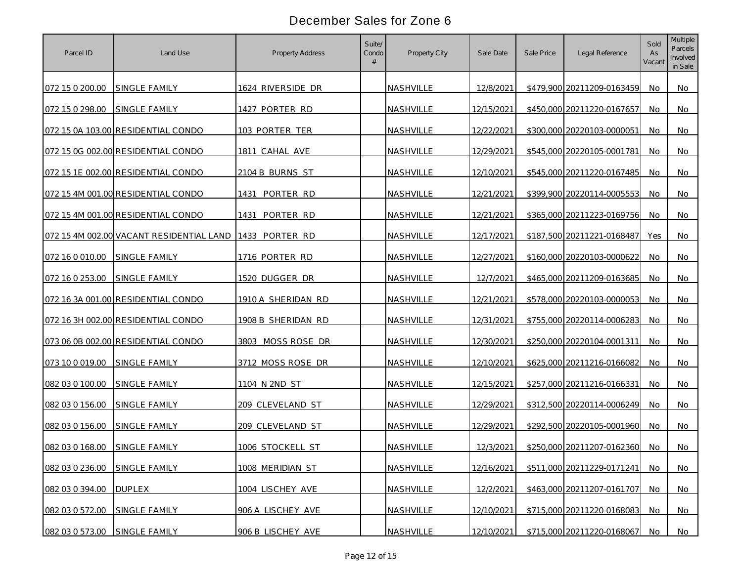# December Sales for Zone 6

| Parcel ID | Land Use | Property Address | Suite/ Condo # | Property City | Sale Date | Sale Price | Legal Reference | Sold As Vacant | Multiple Parcels Involved in Sale |
|---|---|---|---|---|---|---|---|---|---|
| 072 15 0 200.00 | SINGLE FAMILY | 1624 RIVERSIDE DR | | NASHVILLE | 12/8/2021 | $479,900 | 20211209-0163459 | No | No |
| 072 15 0 298.00 | SINGLE FAMILY | 1427 PORTER RD | | NASHVILLE | 12/15/2021 | $450,000 | 20211220-0167657 | No | No |
| 072 15 0A 103.00 | RESIDENTIAL CONDO | 103 PORTER TER | | NASHVILLE | 12/22/2021 | $300,000 | 20220103-0000051 | No | No |
| 072 15 0G 002.00 | RESIDENTIAL CONDO | 1811 CAHAL AVE | | NASHVILLE | 12/29/2021 | $545,000 | 20220105-0001781 | No | No |
| 072 15 1E 002.00 | RESIDENTIAL CONDO | 2104 B BURNS ST | | NASHVILLE | 12/10/2021 | $545,000 | 20211220-0167485 | No | No |
| 072 15 4M 001.00 | RESIDENTIAL CONDO | 1431 PORTER RD | | NASHVILLE | 12/21/2021 | $399,900 | 20220114-0005553 | No | No |
| 072 15 4M 001.00 | RESIDENTIAL CONDO | 1431 PORTER RD | | NASHVILLE | 12/21/2021 | $365,000 | 20211223-0169756 | No | No |
| 072 15 4M 002.00 | VACANT RESIDENTIAL LAND | 1433 PORTER RD | | NASHVILLE | 12/17/2021 | $187,500 | 20211221-0168487 | Yes | No |
| 072 16 0 010.00 | SINGLE FAMILY | 1716 PORTER RD | | NASHVILLE | 12/27/2021 | $160,000 | 20220103-0000622 | No | No |
| 072 16 0 253.00 | SINGLE FAMILY | 1520 DUGGER DR | | NASHVILLE | 12/7/2021 | $465,000 | 20211209-0163685 | No | No |
| 072 16 3A 001.00 | RESIDENTIAL CONDO | 1910 A SHERIDAN RD | | NASHVILLE | 12/21/2021 | $578,000 | 20220103-0000053 | No | No |
| 072 16 3H 002.00 | RESIDENTIAL CONDO | 1908 B SHERIDAN RD | | NASHVILLE | 12/31/2021 | $755,000 | 20220114-0006283 | No | No |
| 073 06 0B 002.00 | RESIDENTIAL CONDO | 3803 MOSS ROSE DR | | NASHVILLE | 12/30/2021 | $250,000 | 20220104-0001311 | No | No |
| 073 10 0 019.00 | SINGLE FAMILY | 3712 MOSS ROSE DR | | NASHVILLE | 12/10/2021 | $625,000 | 20211216-0166082 | No | No |
| 082 03 0 100.00 | SINGLE FAMILY | 1104 N 2ND ST | | NASHVILLE | 12/15/2021 | $257,000 | 20211216-0166331 | No | No |
| 082 03 0 156.00 | SINGLE FAMILY | 209 CLEVELAND ST | | NASHVILLE | 12/29/2021 | $312,500 | 20220114-0006249 | No | No |
| 082 03 0 156.00 | SINGLE FAMILY | 209 CLEVELAND ST | | NASHVILLE | 12/29/2021 | $292,500 | 20220105-0001960 | No | No |
| 082 03 0 168.00 | SINGLE FAMILY | 1006 STOCKELL ST | | NASHVILLE | 12/3/2021 | $250,000 | 20211207-0162360 | No | No |
| 082 03 0 236.00 | SINGLE FAMILY | 1008 MERIDIAN ST | | NASHVILLE | 12/16/2021 | $511,000 | 20211229-0171241 | No | No |
| 082 03 0 394.00 | DUPLEX | 1004 LISCHEY AVE | | NASHVILLE | 12/2/2021 | $463,000 | 20211207-0161707 | No | No |
| 082 03 0 572.00 | SINGLE FAMILY | 906 A LISCHEY AVE | | NASHVILLE | 12/10/2021 | $715,000 | 20211220-0168083 | No | No |
| 082 03 0 573.00 | SINGLE FAMILY | 906 B LISCHEY AVE | | NASHVILLE | 12/10/2021 | $715,000 | 20211220-0168067 | No | No |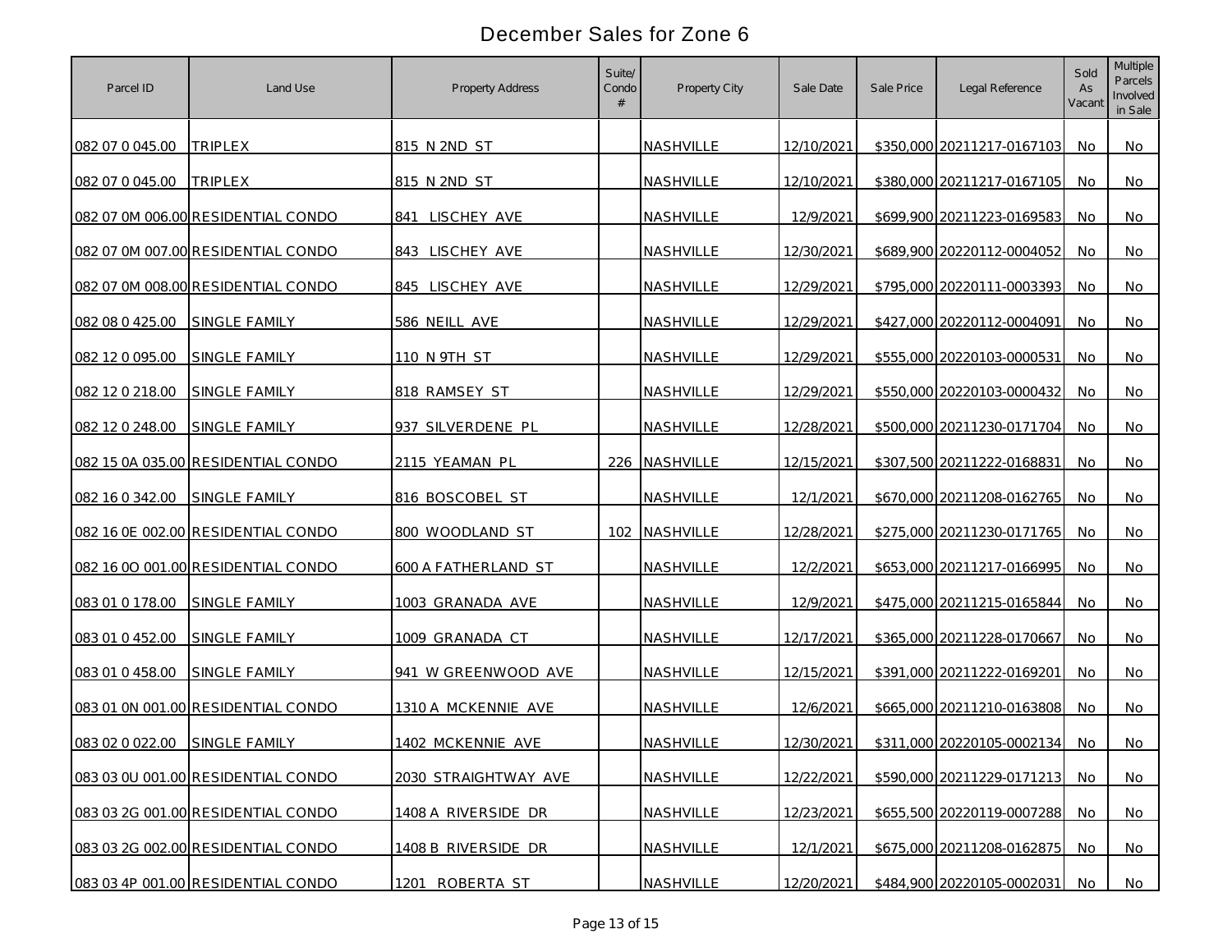# December Sales for Zone 6

| Parcel ID | Land Use | Property Address | Suite/ Condo # | Property City | Sale Date | Sale Price | Legal Reference | Sold As Vacant | Multiple Parcels Involved in Sale |
|---|---|---|---|---|---|---|---|---|---|
| 082 07 0 045.00 | TRIPLEX | 815 N 2ND ST | | NASHVILLE | 12/10/2021 | $350,000 | 20211217-0167103 | No | No |
| 082 07 0 045.00 | TRIPLEX | 815 N 2ND ST | | NASHVILLE | 12/10/2021 | $380,000 | 20211217-0167105 | No | No |
| 082 07 0M 006.00 | RESIDENTIAL CONDO | 841 LISCHEY AVE | | NASHVILLE | 12/9/2021 | $699,900 | 20211223-0169583 | No | No |
| 082 07 0M 007.00 | RESIDENTIAL CONDO | 843 LISCHEY AVE | | NASHVILLE | 12/30/2021 | $689,900 | 20220112-0004052 | No | No |
| 082 07 0M 008.00 | RESIDENTIAL CONDO | 845 LISCHEY AVE | | NASHVILLE | 12/29/2021 | $795,000 | 20220111-0003393 | No | No |
| 082 08 0 425.00 | SINGLE FAMILY | 586 NEILL AVE | | NASHVILLE | 12/29/2021 | $427,000 | 20220112-0004091 | No | No |
| 082 12 0 095.00 | SINGLE FAMILY | 110 N 9TH ST | | NASHVILLE | 12/29/2021 | $555,000 | 20220103-0000531 | No | No |
| 082 12 0 218.00 | SINGLE FAMILY | 818 RAMSEY ST | | NASHVILLE | 12/29/2021 | $550,000 | 20220103-0000432 | No | No |
| 082 12 0 248.00 | SINGLE FAMILY | 937 SILVERDENE PL | | NASHVILLE | 12/28/2021 | $500,000 | 20211230-0171704 | No | No |
| 082 15 0A 035.00 | RESIDENTIAL CONDO | 2115 YEAMAN PL | 226 | NASHVILLE | 12/15/2021 | $307,500 | 20211222-0168831 | No | No |
| 082 16 0 342.00 | SINGLE FAMILY | 816 BOSCOBEL ST | | NASHVILLE | 12/1/2021 | $670,000 | 20211208-0162765 | No | No |
| 082 16 0E 002.00 | RESIDENTIAL CONDO | 800 WOODLAND ST | 102 | NASHVILLE | 12/28/2021 | $275,000 | 20211230-0171765 | No | No |
| 082 16 0O 001.00 | RESIDENTIAL CONDO | 600 A FATHERLAND ST | | NASHVILLE | 12/2/2021 | $653,000 | 20211217-0166995 | No | No |
| 083 01 0 178.00 | SINGLE FAMILY | 1003 GRANADA AVE | | NASHVILLE | 12/9/2021 | $475,000 | 20211215-0165844 | No | No |
| 083 01 0 452.00 | SINGLE FAMILY | 1009 GRANADA CT | | NASHVILLE | 12/17/2021 | $365,000 | 20211228-0170667 | No | No |
| 083 01 0 458.00 | SINGLE FAMILY | 941 W GREENWOOD AVE | | NASHVILLE | 12/15/2021 | $391,000 | 20211222-0169201 | No | No |
| 083 01 0N 001.00 | RESIDENTIAL CONDO | 1310 A MCKENNIE AVE | | NASHVILLE | 12/6/2021 | $665,000 | 20211210-0163808 | No | No |
| 083 02 0 022.00 | SINGLE FAMILY | 1402 MCKENNIE AVE | | NASHVILLE | 12/30/2021 | $311,000 | 20220105-0002134 | No | No |
| 083 03 0U 001.00 | RESIDENTIAL CONDO | 2030 STRAIGHTWAY AVE | | NASHVILLE | 12/22/2021 | $590,000 | 20211229-0171213 | No | No |
| 083 03 2G 001.00 | RESIDENTIAL CONDO | 1408 A RIVERSIDE DR | | NASHVILLE | 12/23/2021 | $655,500 | 20220119-0007288 | No | No |
| 083 03 2G 002.00 | RESIDENTIAL CONDO | 1408 B RIVERSIDE DR | | NASHVILLE | 12/1/2021 | $675,000 | 20211208-0162875 | No | No |
| 083 03 4P 001.00 | RESIDENTIAL CONDO | 1201 ROBERTA ST | | NASHVILLE | 12/20/2021 | $484,900 | 20220105-0002031 | No | No |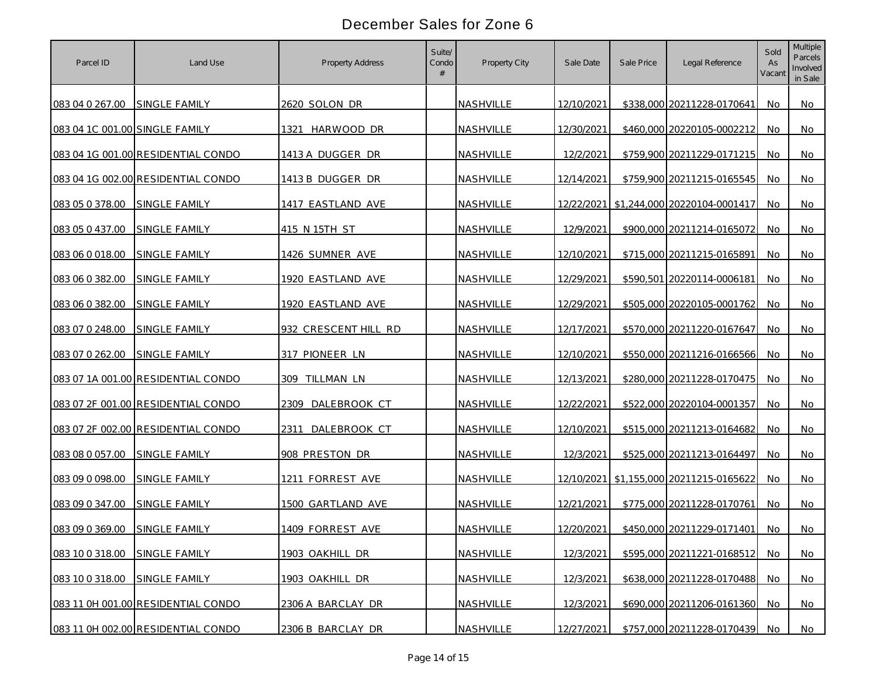# December Sales for Zone 6

| Parcel ID | Land Use | Property Address | Suite/ Condo # | Property City | Sale Date | Sale Price | Legal Reference | Sold As Vacant | Multiple Parcels Involved in Sale |
|---|---|---|---|---|---|---|---|---|---|
| 083 04 0 267.00 | SINGLE FAMILY | 2620 SOLON DR | | NASHVILLE | 12/10/2021 | $338,000 | 20211228-0170641 | No | No |
| 083 04 1C 001.00 | SINGLE FAMILY | 1321 HARWOOD DR | | NASHVILLE | 12/30/2021 | $460,000 | 20220105-0002212 | No | No |
| 083 04 1G 001.00 | RESIDENTIAL CONDO | 1413 A DUGGER DR | | NASHVILLE | 12/2/2021 | $759,900 | 20211229-0171215 | No | No |
| 083 04 1G 002.00 | RESIDENTIAL CONDO | 1413 B DUGGER DR | | NASHVILLE | 12/14/2021 | $759,900 | 20211215-0165545 | No | No |
| 083 05 0 378.00 | SINGLE FAMILY | 1417 EASTLAND AVE | | NASHVILLE | 12/22/2021 | $1,244,000 | 20220104-0001417 | No | No |
| 083 05 0 437.00 | SINGLE FAMILY | 415 N 15TH ST | | NASHVILLE | 12/9/2021 | $900,000 | 20211214-0165072 | No | No |
| 083 06 0 018.00 | SINGLE FAMILY | 1426 SUMNER AVE | | NASHVILLE | 12/10/2021 | $715,000 | 20211215-0165891 | No | No |
| 083 06 0 382.00 | SINGLE FAMILY | 1920 EASTLAND AVE | | NASHVILLE | 12/29/2021 | $590,501 | 20220114-0006181 | No | No |
| 083 06 0 382.00 | SINGLE FAMILY | 1920 EASTLAND AVE | | NASHVILLE | 12/29/2021 | $505,000 | 20220105-0001762 | No | No |
| 083 07 0 248.00 | SINGLE FAMILY | 932 CRESCENT HILL RD | | NASHVILLE | 12/17/2021 | $570,000 | 20211220-0167647 | No | No |
| 083 07 0 262.00 | SINGLE FAMILY | 317 PIONEER LN | | NASHVILLE | 12/10/2021 | $550,000 | 20211216-0166566 | No | No |
| 083 07 1A 001.00 | RESIDENTIAL CONDO | 309 TILLMAN LN | | NASHVILLE | 12/13/2021 | $280,000 | 20211228-0170475 | No | No |
| 083 07 2F 001.00 | RESIDENTIAL CONDO | 2309 DALEBROOK CT | | NASHVILLE | 12/22/2021 | $522,000 | 20220104-0001357 | No | No |
| 083 07 2F 002.00 | RESIDENTIAL CONDO | 2311 DALEBROOK CT | | NASHVILLE | 12/10/2021 | $515,000 | 20211213-0164682 | No | No |
| 083 08 0 057.00 | SINGLE FAMILY | 908 PRESTON DR | | NASHVILLE | 12/3/2021 | $525,000 | 20211213-0164497 | No | No |
| 083 09 0 098.00 | SINGLE FAMILY | 1211 FORREST AVE | | NASHVILLE | 12/10/2021 | $1,155,000 | 20211215-0165622 | No | No |
| 083 09 0 347.00 | SINGLE FAMILY | 1500 GARTLAND AVE | | NASHVILLE | 12/21/2021 | $775,000 | 20211228-0170761 | No | No |
| 083 09 0 369.00 | SINGLE FAMILY | 1409 FORREST AVE | | NASHVILLE | 12/20/2021 | $450,000 | 20211229-0171401 | No | No |
| 083 10 0 318.00 | SINGLE FAMILY | 1903 OAKHILL DR | | NASHVILLE | 12/3/2021 | $595,000 | 20211221-0168512 | No | No |
| 083 10 0 318.00 | SINGLE FAMILY | 1903 OAKHILL DR | | NASHVILLE | 12/3/2021 | $638,000 | 20211228-0170488 | No | No |
| 083 11 0H 001.00 | RESIDENTIAL CONDO | 2306 A BARCLAY DR | | NASHVILLE | 12/3/2021 | $690,000 | 20211206-0161360 | No | No |
| 083 11 0H 002.00 | RESIDENTIAL CONDO | 2306 B BARCLAY DR | | NASHVILLE | 12/27/2021 | $757,000 | 20211228-0170439 | No | No |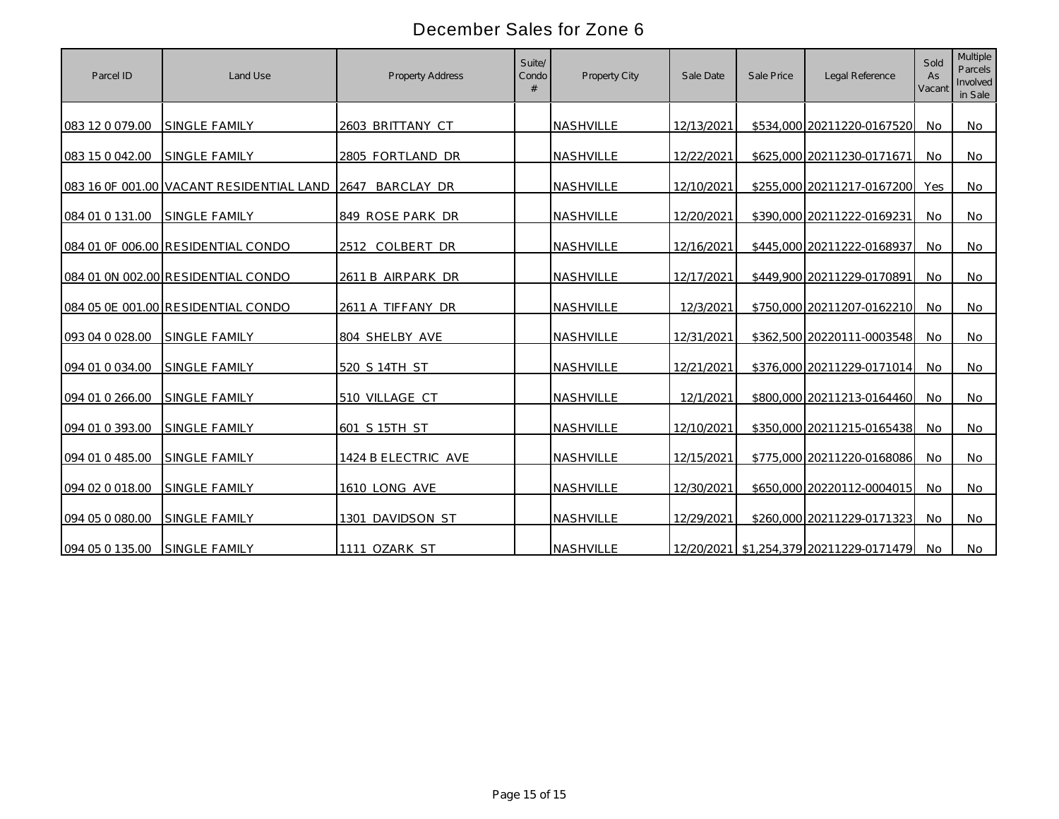# December Sales for Zone 6

| Parcel ID | Land Use | Property Address | Suite/ Condo # | Property City | Sale Date | Sale Price | Legal Reference | Sold As Vacant | Multiple Parcels Involved in Sale |
|---|---|---|---|---|---|---|---|---|---|
| 083 12 0 079.00 | SINGLE FAMILY | 2603 BRITTANY CT | | NASHVILLE | 12/13/2021 | $534,000 | 20211220-0167520 | No | No |
| 083 15 0 042.00 | SINGLE FAMILY | 2805 FORTLAND DR | | NASHVILLE | 12/22/2021 | $625,000 | 20211230-0171671 | No | No |
| 083 16 0F 001.00 | VACANT RESIDENTIAL LAND | 2647 BARCLAY DR | | NASHVILLE | 12/10/2021 | $255,000 | 20211217-0167200 | Yes | No |
| 084 01 0 131.00 | SINGLE FAMILY | 849 ROSE PARK DR | | NASHVILLE | 12/20/2021 | $390,000 | 20211222-0169231 | No | No |
| 084 01 0F 006.00 | RESIDENTIAL CONDO | 2512 COLBERT DR | | NASHVILLE | 12/16/2021 | $445,000 | 20211222-0168937 | No | No |
| 084 01 0N 002.00 | RESIDENTIAL CONDO | 2611 B AIRPARK DR | | NASHVILLE | 12/17/2021 | $449,900 | 20211229-0170891 | No | No |
| 084 05 0E 001.00 | RESIDENTIAL CONDO | 2611 A TIFFANY DR | | NASHVILLE | 12/3/2021 | $750,000 | 20211207-0162210 | No | No |
| 093 04 0 028.00 | SINGLE FAMILY | 804 SHELBY AVE | | NASHVILLE | 12/31/2021 | $362,500 | 20220111-0003548 | No | No |
| 094 01 0 034.00 | SINGLE FAMILY | 520 S 14TH ST | | NASHVILLE | 12/21/2021 | $376,000 | 20211229-0171014 | No | No |
| 094 01 0 266.00 | SINGLE FAMILY | 510 VILLAGE CT | | NASHVILLE | 12/1/2021 | $800,000 | 20211213-0164460 | No | No |
| 094 01 0 393.00 | SINGLE FAMILY | 601 S 15TH ST | | NASHVILLE | 12/10/2021 | $350,000 | 20211215-0165438 | No | No |
| 094 01 0 485.00 | SINGLE FAMILY | 1424 B ELECTRIC AVE | | NASHVILLE | 12/15/2021 | $775,000 | 20211220-0168086 | No | No |
| 094 02 0 018.00 | SINGLE FAMILY | 1610 LONG AVE | | NASHVILLE | 12/30/2021 | $650,000 | 20220112-0004015 | No | No |
| 094 05 0 080.00 | SINGLE FAMILY | 1301 DAVIDSON ST | | NASHVILLE | 12/29/2021 | $260,000 | 20211229-0171323 | No | No |
| 094 05 0 135.00 | SINGLE FAMILY | 1111 OZARK ST | | NASHVILLE | 12/20/2021 | $1,254,379 | 20211229-0171479 | No | No |